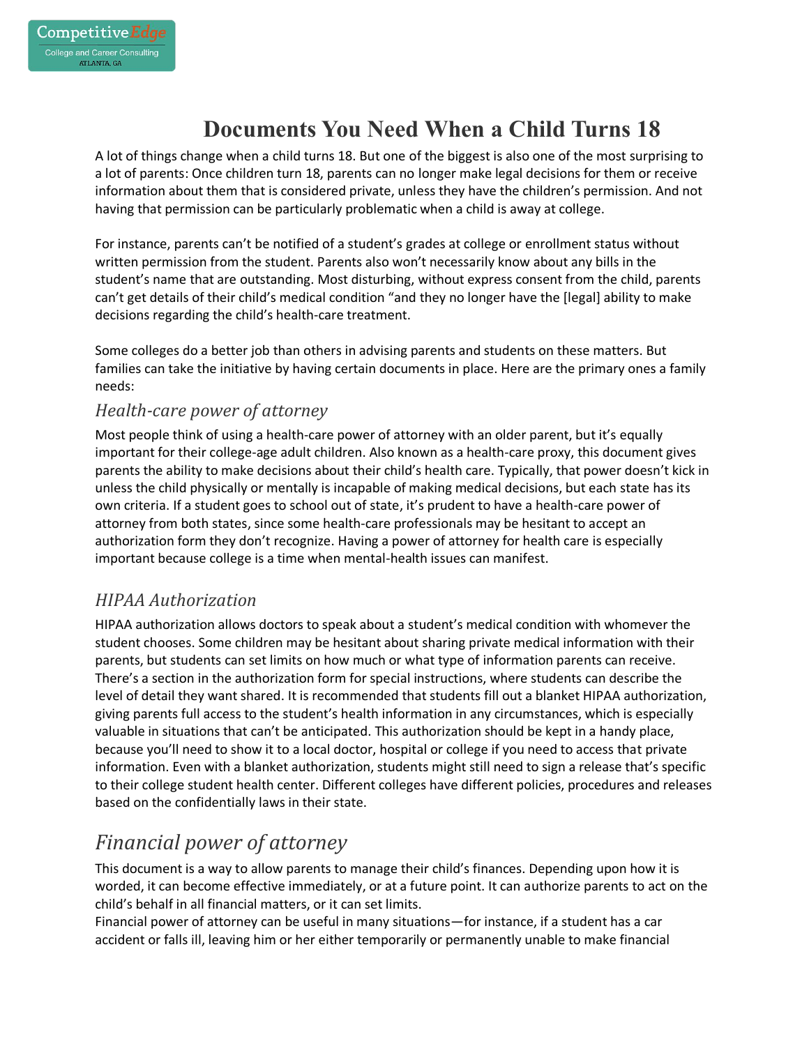# Documents You Need When a Child Turns 18

A lot of things change when a child turns 18. But one of the biggest is also one of the most surprising to a lot of parents: Once children turn 18, parents can no longer make legal decisions for them or receive information about them that is considered private, unless they have the children's permission. And not having that permission can be particularly problematic when a child is away at college.

For instance, parents can't be notified of a student's grades at college or enrollment status without written permission from the student. Parents also won't necessarily know about any bills in the student's name that are outstanding. Most disturbing, without express consent from the child, parents can't get details of their child's medical condition "and they no longer have the [legal] ability to make decisions regarding the child's health-care treatment.

Some colleges do a better job than others in advising parents and students on these matters. But families can take the initiative by having certain documents in place. Here are the primary ones a family needs:

### *Health-care power of attorney*

Most people think of using a health-care power of attorney with an older parent, but it's equally important for their college-age adult children. Also known as a health-care proxy, this document gives parents the ability to make decisions about their child's health care. Typically, that power doesn't kick in unless the child physically or mentally is incapable of making medical decisions, but each state has its own criteria. If a student goes to school out of state, it's prudent to have a health-care power of attorney from both states, since some health-care professionals may be hesitant to accept an authorization form they don't recognize. Having a power of attorney for health care is especially important because college is a time when mental-health issues can manifest.

### *HIPAA Authorization*

HIPAA authorization allows doctors to speak about a student's medical condition with whomever the student chooses. Some children may be hesitant about sharing private medical information with their parents, but students can set limits on how much or what type of information parents can receive. There's a section in the authorization form for special instructions, where students can describe the level of detail they want shared. It is recommended that students fill out a blanket HIPAA authorization, giving parents full access to the student's health information in any circumstances, which is especially valuable in situations that can't be anticipated. This authorization should be kept in a handy place, because you'll need to show it to a local doctor, hospital or college if you need to access that private information. Even with a blanket authorization, students might still need to sign a release that's specific to their college student health center. Different colleges have different policies, procedures and releases based on the confidentially laws in their state.

## *Financial power of attorney*

This document is a way to allow parents to manage their child's finances. Depending upon how it is worded, it can become effective immediately, or at a future point. It can authorize parents to act on the child's behalf in all financial matters, or it can set limits.

Financial power of attorney can be useful in many situations—for instance, if a student has a car accident or falls ill, leaving him or her either temporarily or permanently unable to make financial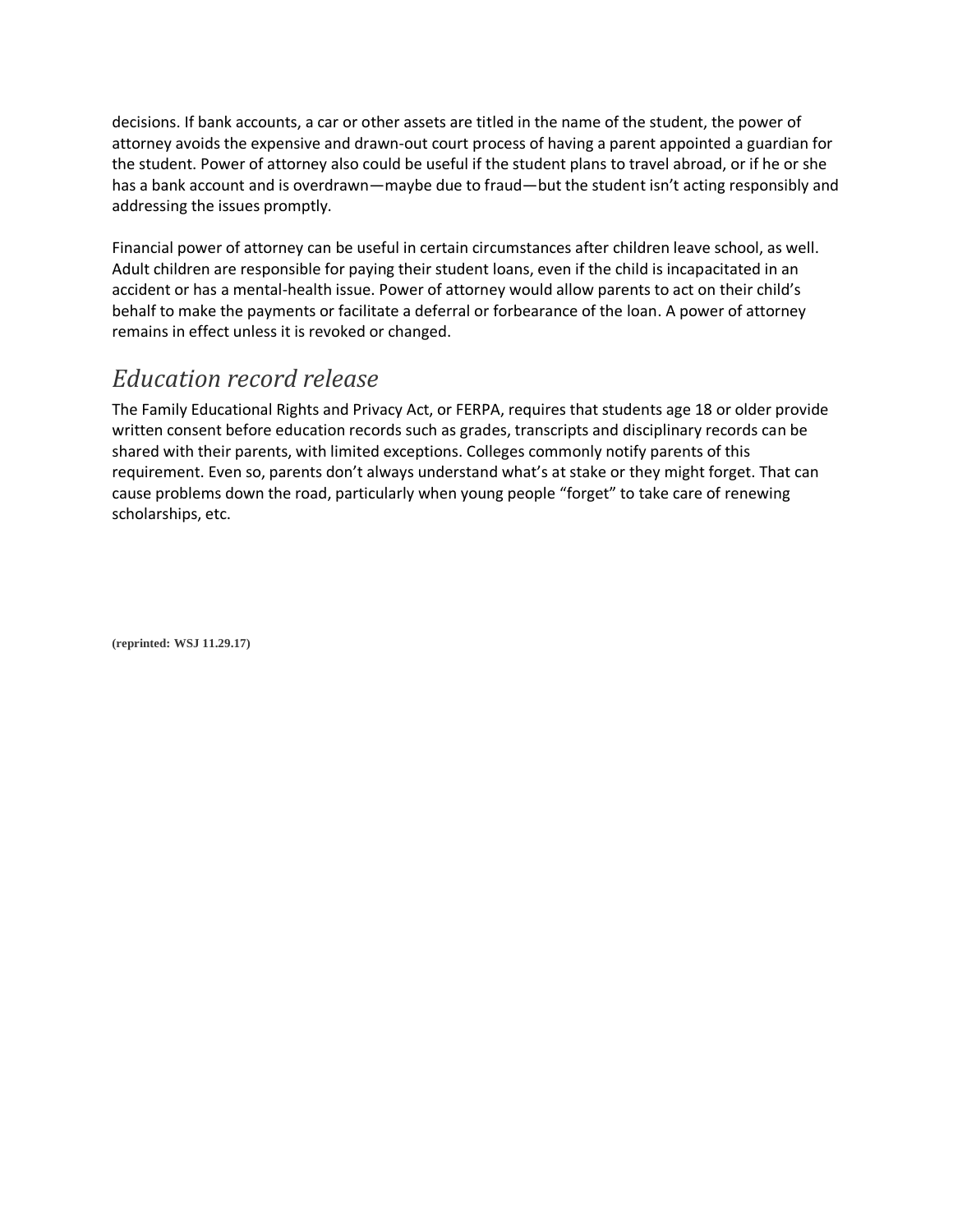decisions. If bank accounts, a car or other assets are titled in the name of the student, the power of attorney avoids the expensive and drawn-out court process of having a parent appointed a guardian for the student. Power of attorney also could be useful if the student plans to travel abroad, or if he or she has a bank account and is overdrawn—maybe due to fraud—but the student isn't acting responsibly and addressing the issues promptly.

Financial power of attorney can be useful in certain circumstances after children leave school, as well. Adult children are responsible for paying their student loans, even if the child is incapacitated in an accident or has a mental-health issue. Power of attorney would allow parents to act on their child's behalf to make the payments or facilitate a deferral or forbearance of the loan. A power of attorney remains in effect unless it is revoked or changed.

## *Education record release*

The Family Educational Rights and Privacy Act, or FERPA, requires that students age 18 or older provide written consent before education records such as grades, transcripts and disciplinary records can be shared with their parents, with limited exceptions. Colleges commonly notify parents of this requirement. Even so, parents don't always understand what's at stake or they might forget. That can cause problems down the road, particularly when young people "forget" to take care of renewing scholarships, etc.

**(reprinted: WSJ 11.29.17)**